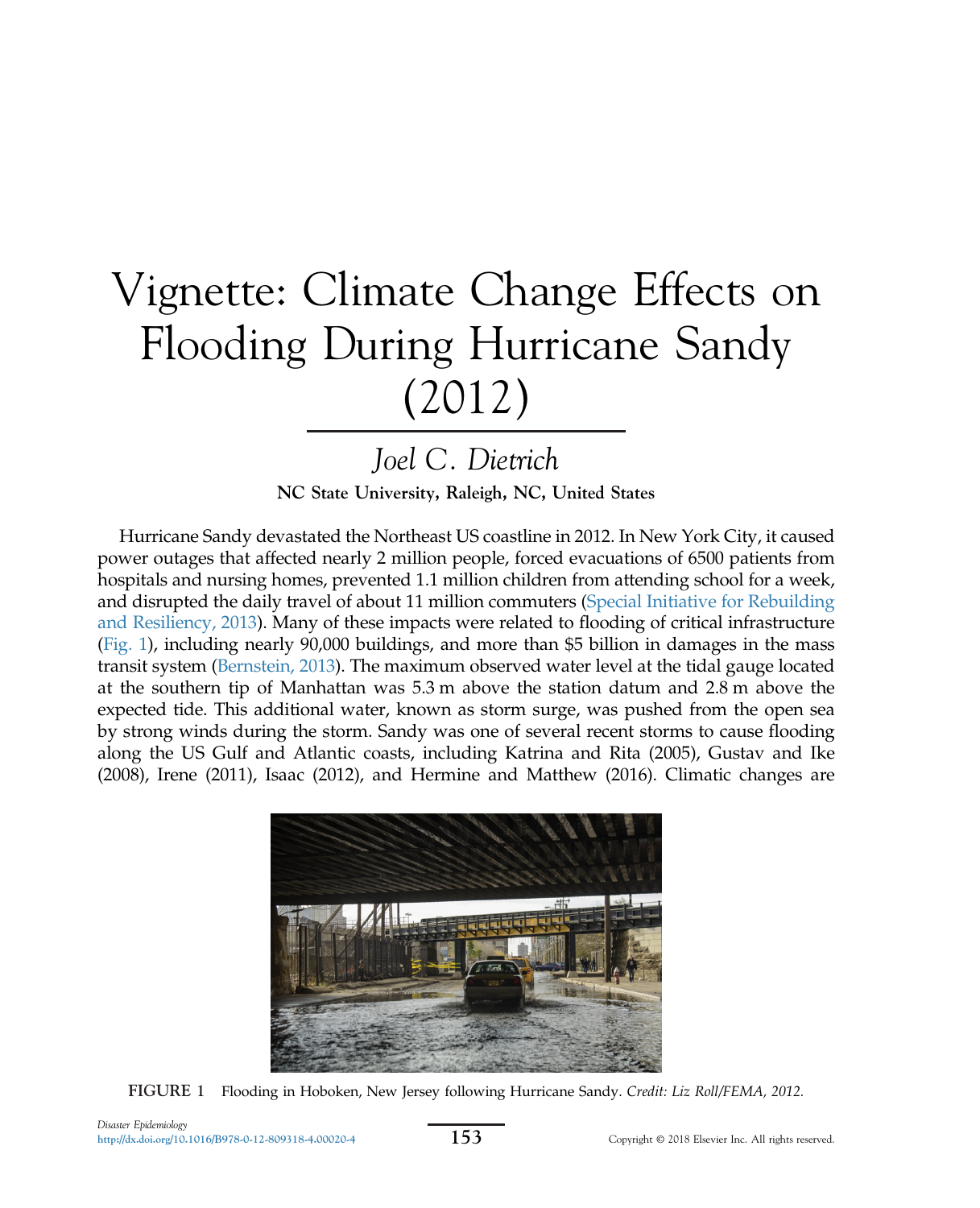# Vignette: Climate Change Effects on Flooding During Hurricane Sandy (2012)

*Joel C. Dietrich*

**NC State University, Raleigh, NC, United States**

Hurricane Sandy devastated the Northeast US coastline in 2012. In New York City, it caused power outages that affected nearly 2 million people, forced evacuations of 6500 patients from hospitals and nursing homes, prevented 1.1 million children from attending school for a week, and disrupted the daily travel of about 11 million commuters (Special Initiative for Rebuilding and Resiliency, 2013). Many of these impacts were related to flooding of critical infrastructure (Fig. 1), including nearly 90,000 buildings, and more than $5 billion in damages in the mass transit system (Bernstein, 2013). The maximum observed water level at the tidal gauge located at the southern tip of Manhattan was 5.3 m above the station datum and 2.8 m above the expected tide. This additional water, known as storm surge, was pushed from the open sea by strong winds during the storm. Sandy was one of several recent storms to cause flooding along the US Gulf and Atlantic coasts, including Katrina and Rita (2005), Gustav and Ike (2008), Irene (2011), Isaac (2012), and Hermine and Matthew (2016). Climatic changes are

FIGURE 1 Flooding in Hoboken, New Jersey following Hurricane Sandy. *Credit: Liz Roll/FEMA, 2012.*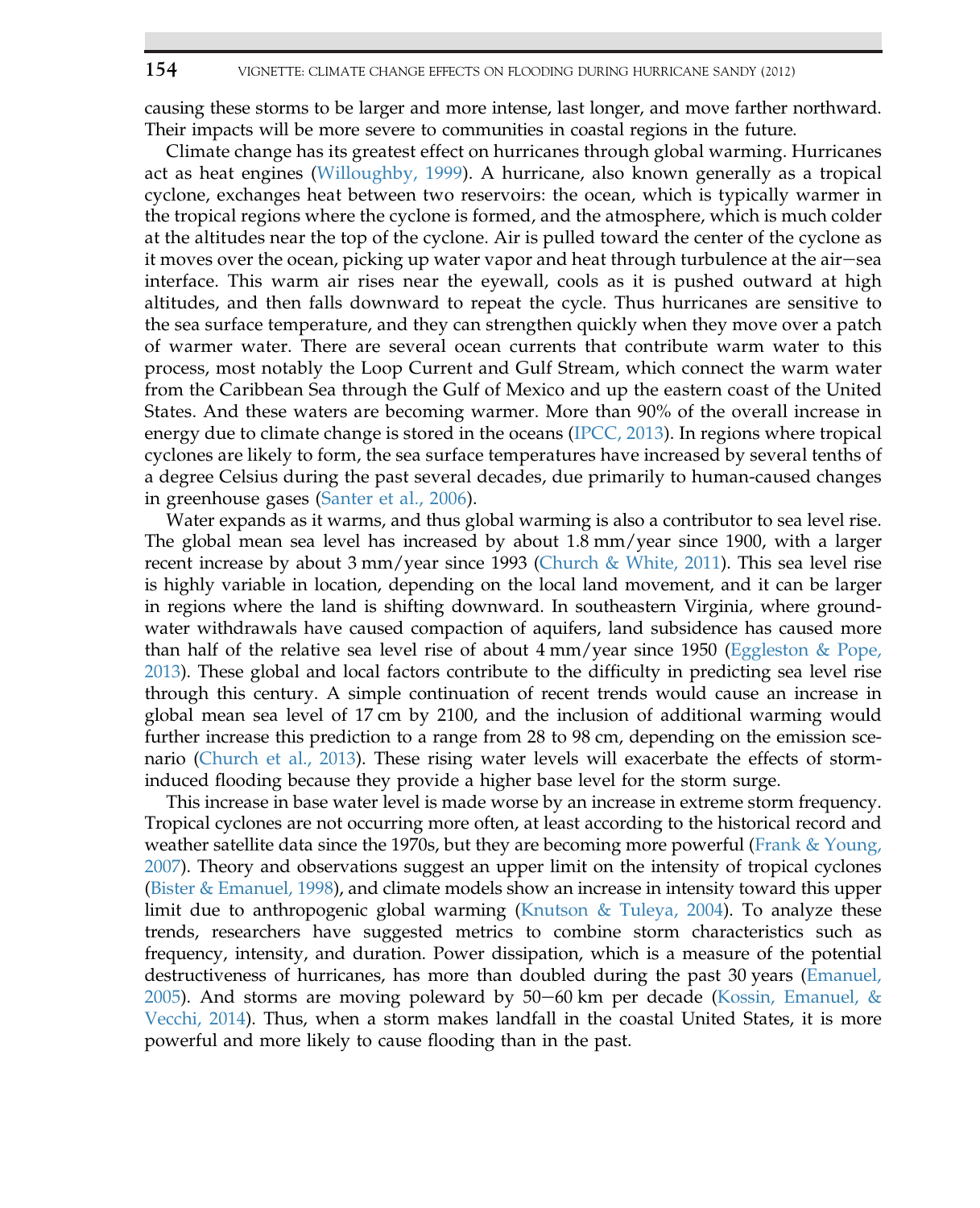causing these storms to be larger and more intense, last longer, and move farther northward. Their impacts will be more severe to communities in coastal regions in the future.

Climate change has its greatest effect on hurricanes through global warming. Hurricanes act as heat engines (Willoughby, 1999). A hurricane, also known generally as a tropical cyclone, exchanges heat between two reservoirs: the ocean, which is typically warmer in the tropical regions where the cyclone is formed, and the atmosphere, which is much colder at the altitudes near the top of the cyclone. Air is pulled toward the center of the cyclone as it moves over the ocean, picking up water vapor and heat through turbulence at the air–sea interface. This warm air rises near the eyewall, cools as it is pushed outward at high altitudes, and then falls downward to repeat the cycle. Thus hurricanes are sensitive to the sea surface temperature, and they can strengthen quickly when they move over a patch of warmer water. There are several ocean currents that contribute warm water to this process, most notably the Loop Current and Gulf Stream, which connect the warm water from the Caribbean Sea through the Gulf of Mexico and up the eastern coast of the United States. And these waters are becoming warmer. More than 90% of the overall increase in energy due to climate change is stored in the oceans (IPCC, 2013). In regions where tropical cyclones are likely to form, the sea surface temperatures have increased by several tenths of a degree Celsius during the past several decades, due primarily to human-caused changes in greenhouse gases (Santer et al., 2006).

Water expands as it warms, and thus global warming is also a contributor to sea level rise. The global mean sea level has increased by about 1.8 mm/year since 1900, with a larger recent increase by about 3 mm/year since 1993 (Church & White, 2011). This sea level rise is highly variable in location, depending on the local land movement, and it can be larger in regions where the land is shifting downward. In southeastern Virginia, where groundwater withdrawals have caused compaction of aquifers, land subsidence has caused more than half of the relative sea level rise of about 4 mm/year since 1950 (Eggleston & Pope, 2013). These global and local factors contribute to the difficulty in predicting sea level rise through this century. A simple continuation of recent trends would cause an increase in global mean sea level of 17 cm by 2100, and the inclusion of additional warming would further increase this prediction to a range from 28 to 98 cm, depending on the emission scenario (Church et al., 2013). These rising water levels will exacerbate the effects of storm-induced flooding because they provide a higher base level for the storm surge.

This increase in base water level is made worse by an increase in extreme storm frequency. Tropical cyclones are not occurring more often, at least according to the historical record and weather satellite data since the 1970s, but they are becoming more powerful (Frank & Young, 2007). Theory and observations suggest an upper limit on the intensity of tropical cyclones (Bister & Emanuel, 1998), and climate models show an increase in intensity toward this upper limit due to anthropogenic global warming (Knutson & Tuleya, 2004). To analyze these trends, researchers have suggested metrics to combine storm characteristics such as frequency, intensity, and duration. Power dissipation, which is a measure of the potential destructiveness of hurricanes, has more than doubled during the past 30 years (Emanuel, 2005). And storms are moving poleward by 50–60 km per decade (Kossin, Emanuel, & Vecchi, 2014). Thus, when a storm makes landfall in the coastal United States, it is more powerful and more likely to cause flooding than in the past.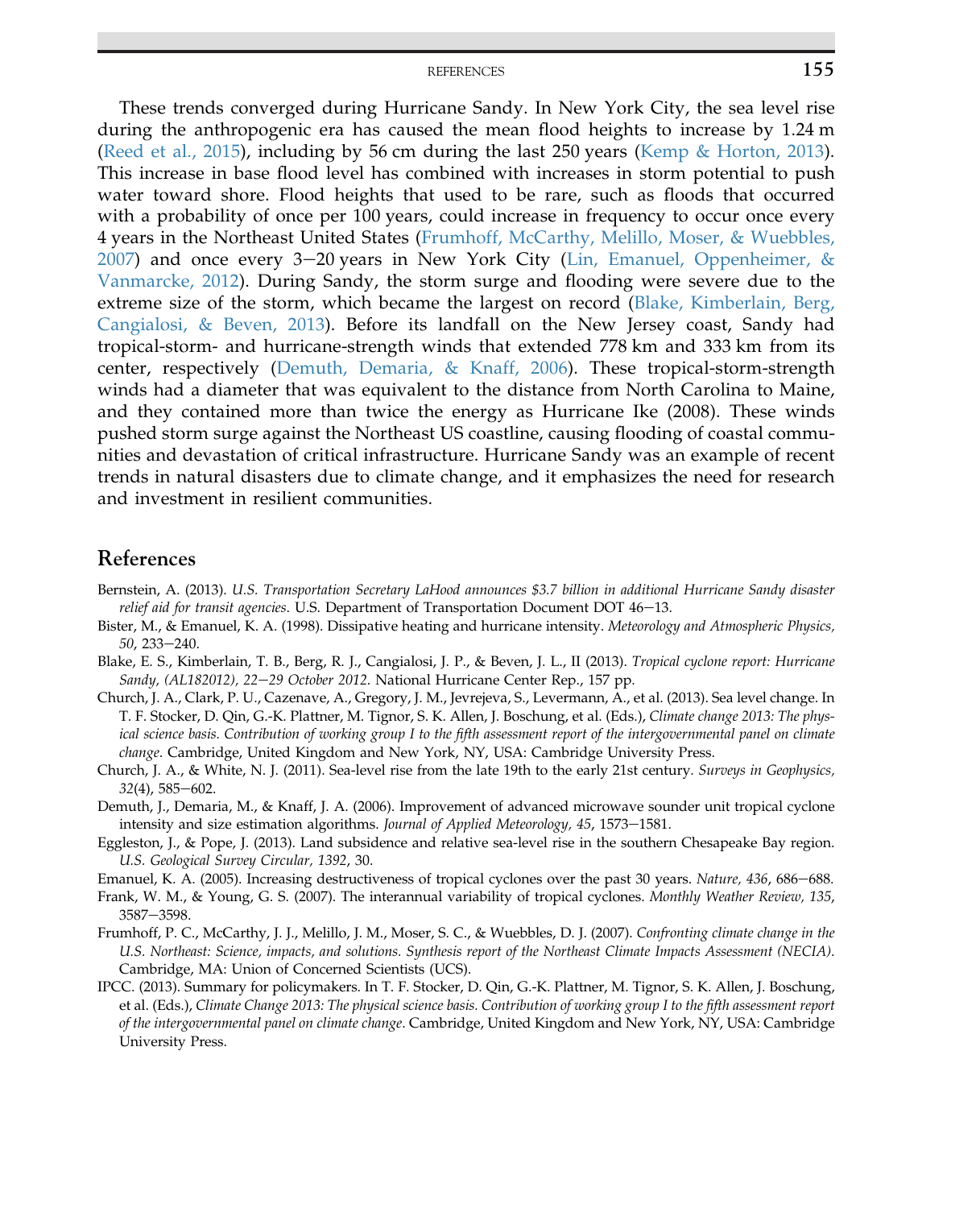These trends converged during Hurricane Sandy. In New York City, the sea level rise during the anthropogenic era has caused the mean flood heights to increase by 1.24 m (Reed et al., 2015), including by 56 cm during the last 250 years (Kemp & Horton, 2013). This increase in base flood level has combined with increases in storm potential to push water toward shore. Flood heights that used to be rare, such as floods that occurred with a probability of once per 100 years, could increase in frequency to occur once every 4 years in the Northeast United States (Frumhoff, McCarthy, Melillo, Moser, & Wuebbles, 2007) and once every 3–20 years in New York City (Lin, Emanuel, Oppenheimer, & Vanmarcke, 2012). During Sandy, the storm surge and flooding were severe due to the extreme size of the storm, which became the largest on record (Blake, Kimberlain, Berg, Cangialosi, & Beven, 2013). Before its landfall on the New Jersey coast, Sandy had tropical-storm- and hurricane-strength winds that extended 778 km and 333 km from its center, respectively (Demuth, Demaria, & Knaff, 2006). These tropical-storm-strength winds had a diameter that was equivalent to the distance from North Carolina to Maine, and they contained more than twice the energy as Hurricane Ike (2008). These winds pushed storm surge against the Northeast US coastline, causing flooding of coastal communities and devastation of critical infrastructure. Hurricane Sandy was an example of recent trends in natural disasters due to climate change, and it emphasizes the need for research and investment in resilient communities.

## References

Bernstein, A. (2013). *U.S. Transportation Secretary LaHood announces $3.7 billion in additional Hurricane Sandy disaster relief aid for transit agencies*. U.S. Department of Transportation Document DOT 46–13.

Bister, M., & Emanuel, K. A. (1998). Dissipative heating and hurricane intensity. *Meteorology and Atmospheric Physics, 50*, 233–240.

Blake, E. S., Kimberlain, T. B., Berg, R. J., Cangialosi, J. P., & Beven, J. L., II (2013). *Tropical cyclone report: Hurricane Sandy, (AL182012), 22–29 October 2012*. National Hurricane Center Rep., 157 pp.

Church, J. A., Clark, P. U., Cazenave, A., Gregory, J. M., Jevrejeva, S., Levermann, A., et al. (2013). Sea level change. In T. F. Stocker, D. Qin, G.-K. Plattner, M. Tignor, S. K. Allen, J. Boschung, et al. (Eds.), *Climate change 2013: The physical science basis. Contribution of working group I to the fifth assessment report of the intergovernmental panel on climate change*. Cambridge, United Kingdom and New York, NY, USA: Cambridge University Press.

Church, J. A., & White, N. J. (2011). Sea-level rise from the late 19th to the early 21st century. *Surveys in Geophysics, 32*(4), 585–602.

Demuth, J., Demaria, M., & Knaff, J. A. (2006). Improvement of advanced microwave sounder unit tropical cyclone intensity and size estimation algorithms. *Journal of Applied Meteorology, 45*, 1573–1581.

Eggleston, J., & Pope, J. (2013). Land subsidence and relative sea-level rise in the southern Chesapeake Bay region. *U.S. Geological Survey Circular, 1392*, 30.

Emanuel, K. A. (2005). Increasing destructiveness of tropical cyclones over the past 30 years. *Nature, 436*, 686–688.

Frank, W. M., & Young, G. S. (2007). The interannual variability of tropical cyclones. *Monthly Weather Review, 135*, 3587–3598.

Frumhoff, P. C., McCarthy, J. J., Melillo, J. M., Moser, S. C., & Wuebbles, D. J. (2007). *Confronting climate change in the U.S. Northeast: Science, impacts, and solutions. Synthesis report of the Northeast Climate Impacts Assessment (NECIA)*. Cambridge, MA: Union of Concerned Scientists (UCS).

IPCC. (2013). Summary for policymakers. In T. F. Stocker, D. Qin, G.-K. Plattner, M. Tignor, S. K. Allen, J. Boschung, et al. (Eds.), *Climate Change 2013: The physical science basis. Contribution of working group I to the fifth assessment report of the intergovernmental panel on climate change*. Cambridge, United Kingdom and New York, NY, USA: Cambridge University Press.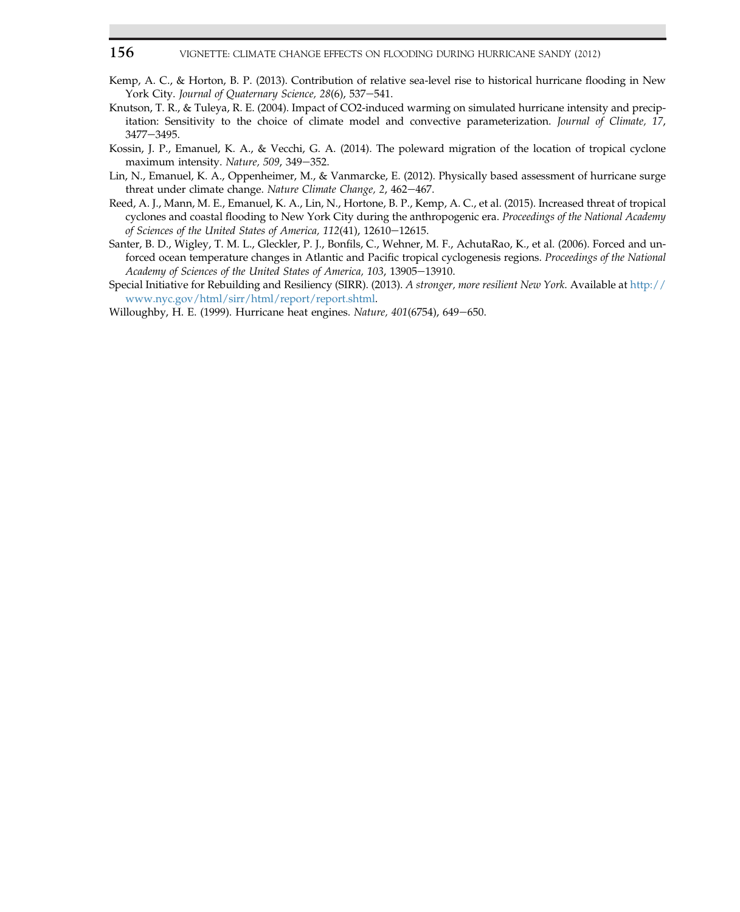Kemp, A. C., & Horton, B. P. (2013). Contribution of relative sea-level rise to historical hurricane flooding in New York City. *Journal of Quaternary Science, 28*(6), 537–541.

Knutson, T. R., & Tuleya, R. E. (2004). Impact of CO2-induced warming on simulated hurricane intensity and precipitation: Sensitivity to the choice of climate model and convective parameterization. *Journal of Climate, 17*, 3477–3495.

Kossin, J. P., Emanuel, K. A., & Vecchi, G. A. (2014). The poleward migration of the location of tropical cyclone maximum intensity. *Nature, 509*, 349–352.

Lin, N., Emanuel, K. A., Oppenheimer, M., & Vanmarcke, E. (2012). Physically based assessment of hurricane surge threat under climate change. *Nature Climate Change, 2*, 462–467.

Reed, A. J., Mann, M. E., Emanuel, K. A., Lin, N., Hortone, B. P., Kemp, A. C., et al. (2015). Increased threat of tropical cyclones and coastal flooding to New York City during the anthropogenic era. *Proceedings of the National Academy of Sciences of the United States of America, 112*(41), 12610–12615.

Santer, B. D., Wigley, T. M. L., Gleckler, P. J., Bonfils, C., Wehner, M. F., AchutaRao, K., et al. (2006). Forced and unforced ocean temperature changes in Atlantic and Pacific tropical cyclogenesis regions. *Proceedings of the National Academy of Sciences of the United States of America, 103*, 13905–13910.

Special Initiative for Rebuilding and Resiliency (SIRR). (2013). *A stronger, more resilient New York*. Available at http://www.nyc.gov/html/sirr/html/report/report.shtml.

Willoughby, H. E. (1999). Hurricane heat engines. *Nature, 401*(6754), 649–650.